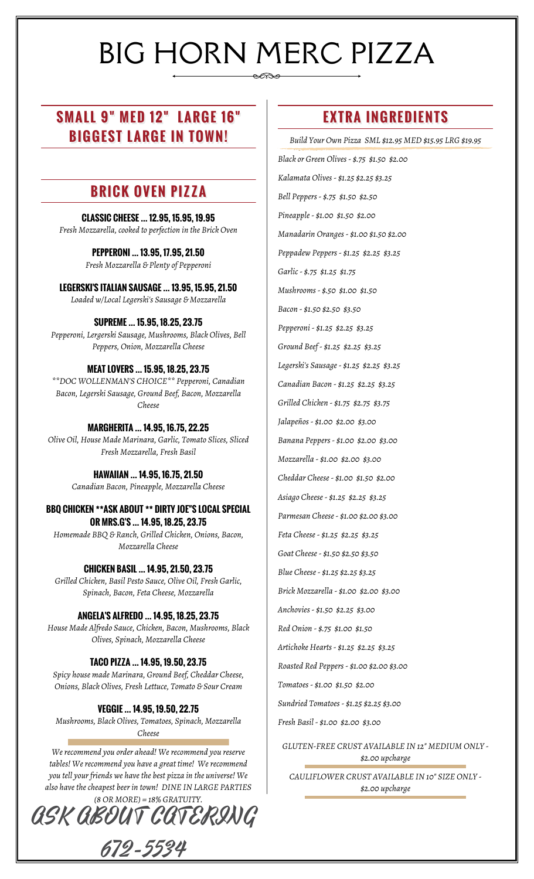# BIG HORN MERC PIZZA

## SMALL 9" MED 12" LARGE 16" BIGGEST LARGE IN TOWN!

## BRICK OVEN PIZZA

**CLASSIC CHEESE ... 12.95, 15.95, 19.95**
*Fresh Mozzarella, cooked to perfection in the Brick Oven*

**PEPPERONI ... 13.95, 17.95, 21.50**
*Fresh Mozzarella & Plenty of Pepperoni*

**LEGERSKI'S ITALIAN SAUSAGE ... 13.95, 15.95, 21.50**
*Loaded w/Local Legerski's Sausage & Mozzarella*

**SUPREME ... 15.95, 18.25, 23.75**
*Pepperoni, Lergerski Sausage, Mushrooms, Black Olives, Bell Peppers, Onion, Mozzarella Cheese*

**MEAT LOVERS ... 15.95, 18.25, 23.75**
*\*\*DOC WOLLENMAN'S CHOICE\*\* Pepperoni, Canadian Bacon, Legerski Sausage, Ground Beef, Bacon, Mozzarella Cheese*

**MARGHERITA ... 14.95, 16.75, 22.25**
*Olive Oil, House Made Marinara, Garlic, Tomato Slices, Sliced Fresh Mozzarella, Fresh Basil*

**HAWAIIAN ... 14.95, 16.75, 21.50**
*Canadian Bacon, Pineapple, Mozzarella Cheese*

**BBQ CHICKEN \*\*ASK ABOUT \*\* DIRTY JOE"S LOCAL SPECIAL OR MRS.G'S ... 14.95, 18.25, 23.75**
*Homemade BBQ & Ranch, Grilled Chicken, Onions, Bacon, Mozzarella Cheese*

**CHICKEN BASIL ... 14.95, 21.50, 23.75**
*Grilled Chicken, Basil Pesto Sauce, Olive Oil, Fresh Garlic, Spinach, Bacon, Feta Cheese, Mozzarella*

**ANGELA'S ALFREDO ... 14.95, 18.25, 23.75**
*House Made Alfredo Sauce, Chicken, Bacon, Mushrooms, Black Olives, Spinach, Mozzarella Cheese*

**TACO PIZZA ... 14.95, 19.50, 23.75**
*Spicy house made Marinara, Ground Beef, Cheddar Cheese, Onions, Black Olives, Fresh Lettuce, Tomato & Sour Cream*

**VEGGIE ... 14.95, 19.50, 22.75**
*Mushrooms, Black Olives, Tomatoes, Spinach, Mozzarella Cheese*

*We recommend you order ahead! We recommend you reserve tables! We recommend you have a great time! We recommend you tell your friends we have the best pizza in the universe! We also have the cheapest beer in town! DINE IN LARGE PARTIES (8 OR MORE) = 18% GRATUITY.*

## ASK ABOUT CATERING

## 672-5534

## EXTRA INGREDIENTS

*Build Your Own Pizza SML $12.95 MED $15.95 LRG $19.95*

*Black or Green Olives - $.75 $1.50 $2.00*

*Kalamata Olives - $1.25 $2.25 $3.25*

*Bell Peppers - $.75 $1.50 $2.50*

*Pineapple - $1.00 $1.50 $2.00*

*Manadarin Oranges - $1.00 $1.50 $2.00*

*Peppadew Peppers - $1.25 $2.25 $3.25*

*Garlic - $.75 $1.25 $1.75*

*Mushrooms - $.50 $1.00 $1.50*

*Bacon - $1.50 $2.50 $3.50*

*Pepperoni - $1.25 $2.25 $3.25*

*Ground Beef - $1.25 $2.25 $3.25*

*Legerski's Sausage - $1.25 $2.25 $3.25*

*Canadian Bacon - $1.25 $2.25 $3.25*

*Grilled Chicken - $1.75 $2.75 $3.75*

*Jalapeños - $1.00 $2.00 $3.00*

*Banana Peppers - $1.00 $2.00 $3.00*

*Mozzarella - $1.00 $2.00 $3.00*

*Cheddar Cheese - $1.00 $1.50 $2.00*

*Asiago Cheese - $1.25 $2.25 $3.25*

*Parmesan Cheese - $1.00 $2.00 $3.00*

*Feta Cheese - $1.25 $2.25 $3.25*

*Goat Cheese - $1.50 $2.50 $3.50*

*Blue Cheese - $1.25 $2.25 $3.25*

*Brick Mozzarella - $1.00 $2.00 $3.00*

*Anchovies - $1.50 $2.25 $3.00*

*Red Onion - $.75 $1.00 $1.50*

*Artichoke Hearts - $1.25 $2.25 $3.25*

*Roasted Red Peppers - $1.00 $2.00 $3.00*

*Tomatoes - $1.00 $1.50 $2.00*

*Sundried Tomatoes - $1.25 $2.25 $3.00*

*Fresh Basil - $1.00 $2.00 $3.00*

*GLUTEN-FREE CRUST AVAILABLE IN 12" MEDIUM ONLY - $2.00 upcharge*

*CAULIFLOWER CRUST AVAILABLE IN 10" SIZE ONLY - $2.00 upcharge*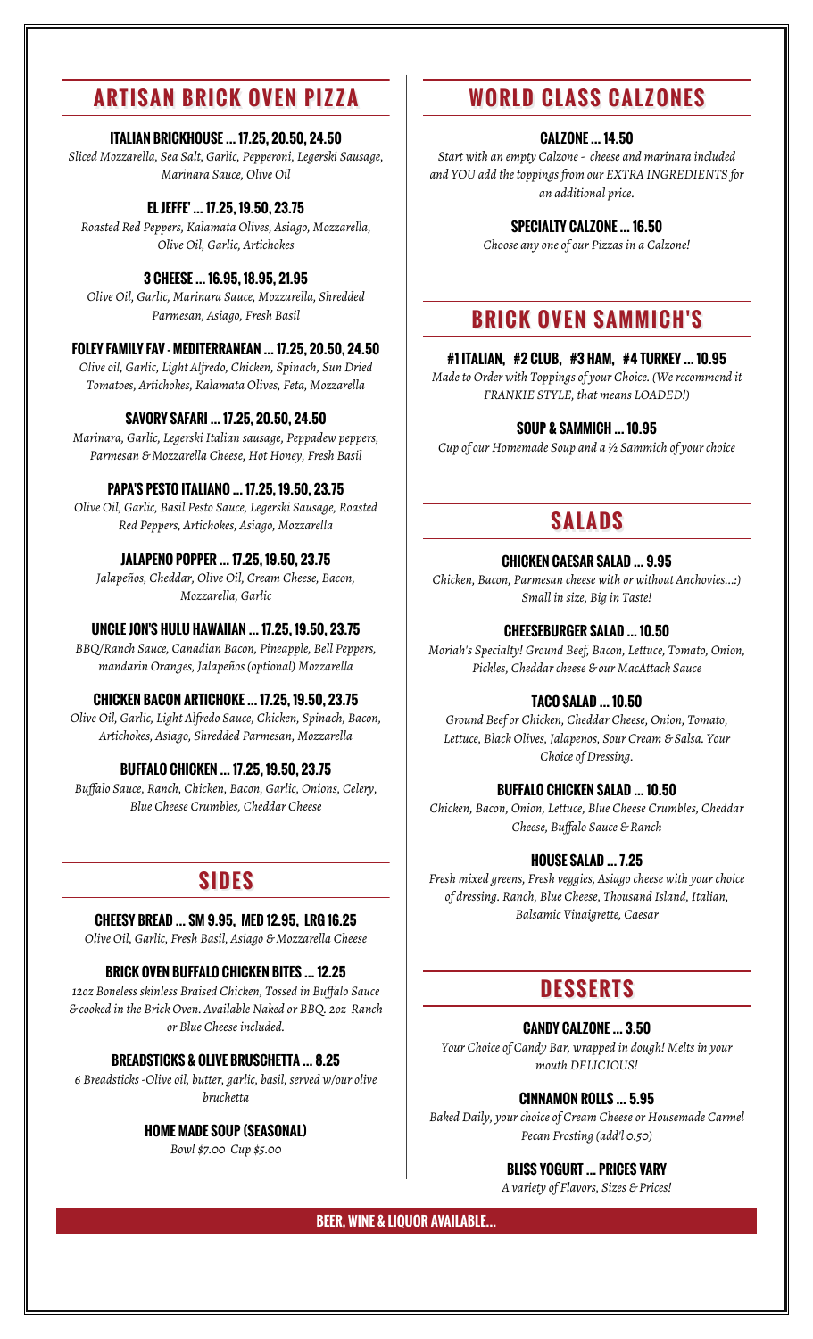## ARTISAN BRICK OVEN PIZZA

### ITALIAN BRICKHOUSE ... 17.25, 20.50, 24.50

*Sliced Mozzarella, Sea Salt, Garlic, Pepperoni, Legerski Sausage, Marinara Sauce, Olive Oil*

### EL JEFFE' ... 17.25, 19.50, 23.75

*Roasted Red Peppers, Kalamata Olives, Asiago, Mozzarella, Olive Oil, Garlic, Artichokes*

### 3 CHEESE ... 16.95, 18.95, 21.95

*Olive Oil, Garlic, Marinara Sauce, Mozzarella, Shredded Parmesan, Asiago, Fresh Basil*

### FOLEY FAMILY FAV - MEDITERRANEAN ... 17.25, 20.50, 24.50

*Olive oil, Garlic, Light Alfredo, Chicken, Spinach, Sun Dried Tomatoes, Artichokes, Kalamata Olives, Feta, Mozzarella*

### SAVORY SAFARI ... 17.25, 20.50, 24.50

*Marinara, Garlic, Legerski Italian sausage, Peppadew peppers, Parmesan & Mozzarella Cheese, Hot Honey, Fresh Basil*

### PAPA'S PESTO ITALIANO ... 17.25, 19.50, 23.75

*Olive Oil, Garlic, Basil Pesto Sauce, Legerski Sausage, Roasted Red Peppers, Artichokes, Asiago, Mozzarella*

### JALAPENO POPPER ... 17.25, 19.50, 23.75

*Jalapeños, Cheddar, Olive Oil, Cream Cheese, Bacon, Mozzarella, Garlic*

### UNCLE JON'S HULU HAWAIIAN ... 17.25, 19.50, 23.75

*BBQ/Ranch Sauce, Canadian Bacon, Pineapple, Bell Peppers, mandarin Oranges, Jalapeños (optional) Mozzarella*

### CHICKEN BACON ARTICHOKE ... 17.25, 19.50, 23.75

*Olive Oil, Garlic, Light Alfredo Sauce, Chicken, Spinach, Bacon, Artichokes, Asiago, Shredded Parmesan, Mozzarella*

### BUFFALO CHICKEN ... 17.25, 19.50, 23.75

*Buffalo Sauce, Ranch, Chicken, Bacon, Garlic, Onions, Celery, Blue Cheese Crumbles, Cheddar Cheese*

## SIDES

### CHEESY BREAD ... SM 9.95, MED 12.95, LRG 16.25

*Olive Oil, Garlic, Fresh Basil, Asiago & Mozzarella Cheese*

### BRICK OVEN BUFFALO CHICKEN BITES ... 12.25

*12oz Boneless skinless Braised Chicken, Tossed in Buffalo Sauce & cooked in the Brick Oven. Available Naked or BBQ. 2oz Ranch or Blue Cheese included.*

### BREADSTICKS & OLIVE BRUSCHETTA ... 8.25

*6 Breadsticks -Olive oil, butter, garlic, basil, served w/our olive bruchetta*

### HOME MADE SOUP (SEASONAL)

*Bowl $7.00 Cup $5.00*

## WORLD CLASS CALZONES

### CALZONE ... 14.50

*Start with an empty Calzone - cheese and marinara included and YOU add the toppings from our EXTRA INGREDIENTS for an additional price.*

### SPECIALTY CALZONE ... 16.50

*Choose any one of our Pizzas in a Calzone!*

## BRICK OVEN SAMMICH'S

### #1 ITALIAN, #2 CLUB, #3 HAM, #4 TURKEY ... 10.95

*Made to Order with Toppings of your Choice. (We recommend it FRANKIE STYLE, that means LOADED!)*

### SOUP & SAMMICH ... 10.95

*Cup of our Homemade Soup and a ½ Sammich of your choice*

## SALADS

### CHICKEN CAESAR SALAD ... 9.95

*Chicken, Bacon, Parmesan cheese with or without Anchovies...:) Small in size, Big in Taste!*

### CHEESEBURGER SALAD ... 10.50

*Moriah's Specialty! Ground Beef, Bacon, Lettuce, Tomato, Onion, Pickles, Cheddar cheese & our MacAttack Sauce*

### TACO SALAD ... 10.50

*Ground Beef or Chicken, Cheddar Cheese, Onion, Tomato, Lettuce, Black Olives, Jalapenos, Sour Cream & Salsa. Your Choice of Dressing.*

### BUFFALO CHICKEN SALAD ... 10.50

*Chicken, Bacon, Onion, Lettuce, Blue Cheese Crumbles, Cheddar Cheese, Buffalo Sauce & Ranch*

### HOUSE SALAD ... 7.25

*Fresh mixed greens, Fresh veggies, Asiago cheese with your choice of dressing. Ranch, Blue Cheese, Thousand Island, Italian, Balsamic Vinaigrette, Caesar*

## DESSERTS

### CANDY CALZONE ... 3.50

*Your Choice of Candy Bar, wrapped in dough! Melts in your mouth DELICIOUS!*

### CINNAMON ROLLS ... 5.95

*Baked Daily, your choice of Cream Cheese or Housemade Carmel Pecan Frosting (add'l 0.50)*

### BLISS YOGURT ... PRICES VARY

*A variety of Flavors, Sizes & Prices!*

**BEER, WINE & LIQUOR AVAILABLE...**